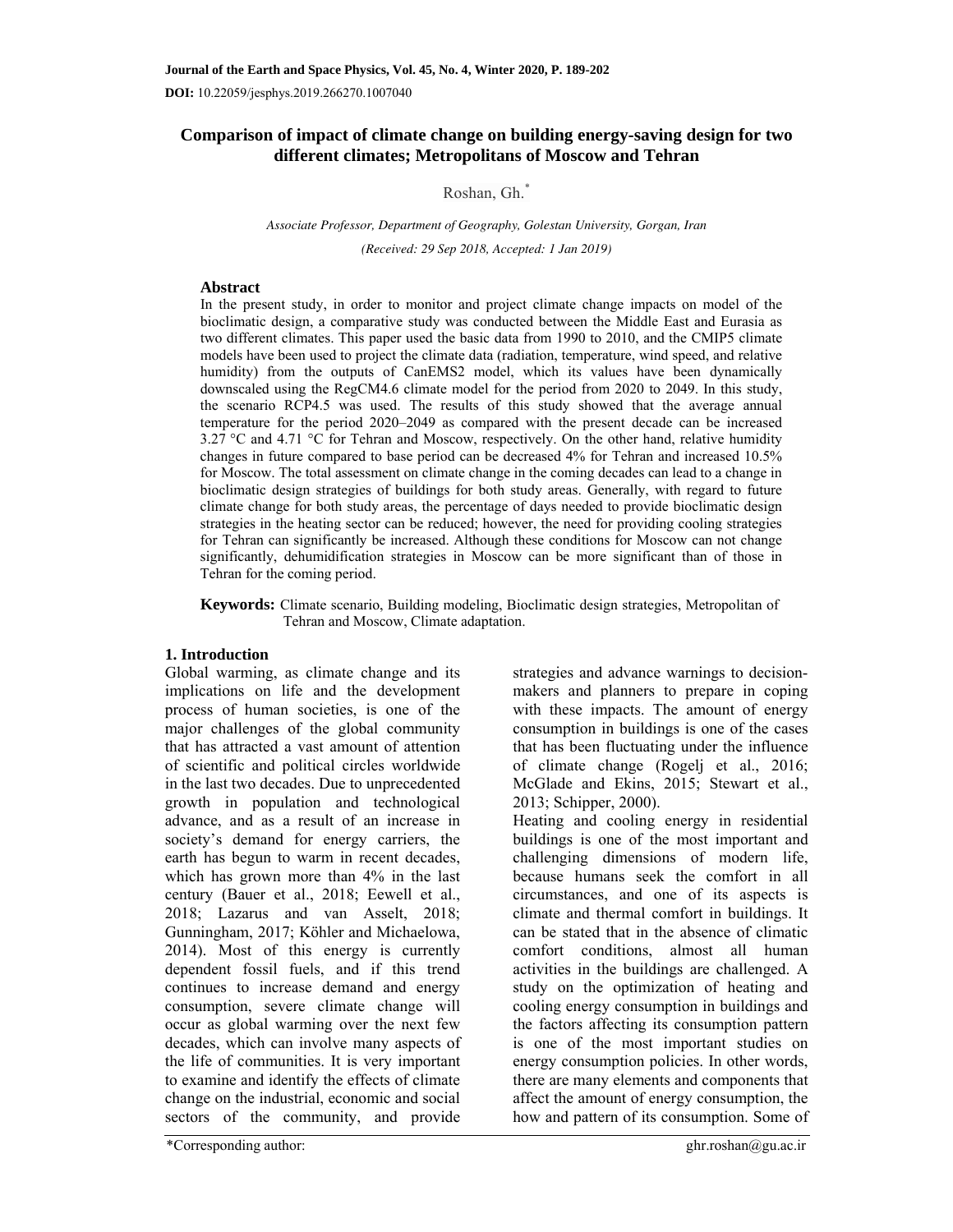Journal of the Earth and Space Physics, Vol. 45, No. 4, Winter 2020, P. 189-202

**DOI:** 10.22059/jesphys.2019.266270.1007040

# Comparison of impact of climate change on building energy-saving design for two different climates; Metropolitans of Moscow and Tehran

Roshan, Gh.*

*Associate Professor, Department of Geography, Golestan University, Gorgan, Iran*

*(Received: 29 Sep 2018, Accepted: 1 Jan 2019)*

## Abstract

In the present study, in order to monitor and project climate change impacts on model of the bioclimatic design, a comparative study was conducted between the Middle East and Eurasia as two different climates. This paper used the basic data from 1990 to 2010, and the CMIP5 climate models have been used to project the climate data (radiation, temperature, wind speed, and relative humidity) from the outputs of CanEMS2 model, which its values have been dynamically downscaled using the RegCM4.6 climate model for the period from 2020 to 2049. In this study, the scenario RCP4.5 was used. The results of this study showed that the average annual temperature for the period 2020–2049 as compared with the present decade can be increased 3.27 °C and 4.71 °C for Tehran and Moscow, respectively. On the other hand, relative humidity changes in future compared to base period can be decreased 4% for Tehran and increased 10.5% for Moscow. The total assessment on climate change in the coming decades can lead to a change in bioclimatic design strategies of buildings for both study areas. Generally, with regard to future climate change for both study areas, the percentage of days needed to provide bioclimatic design strategies in the heating sector can be reduced; however, the need for providing cooling strategies for Tehran can significantly be increased. Although these conditions for Moscow can not change significantly, dehumidification strategies in Moscow can be more significant than of those in Tehran for the coming period.

**Keywords:** Climate scenario, Building modeling, Bioclimatic design strategies, Metropolitan of Tehran and Moscow, Climate adaptation.

## 1. Introduction

Global warming, as climate change and its implications on life and the development process of human societies, is one of the major challenges of the global community that has attracted a vast amount of attention of scientific and political circles worldwide in the last two decades. Due to unprecedented growth in population and technological advance, and as a result of an increase in society's demand for energy carriers, the earth has begun to warm in recent decades, which has grown more than 4% in the last century (Bauer et al., 2018; Eewell et al., 2018; Lazarus and van Asselt, 2018; Gunningham, 2017; Köhler and Michaelowa, 2014). Most of this energy is currently dependent fossil fuels, and if this trend continues to increase demand and energy consumption, severe climate change will occur as global warming over the next few decades, which can involve many aspects of the life of communities. It is very important to examine and identify the effects of climate change on the industrial, economic and social sectors of the community, and provide strategies and advance warnings to decision-makers and planners to prepare in coping with these impacts. The amount of energy consumption in buildings is one of the cases that has been fluctuating under the influence of climate change (Rogelj et al., 2016; McGlade and Ekins, 2015; Stewart et al., 2013; Schipper, 2000).

Heating and cooling energy in residential buildings is one of the most important and challenging dimensions of modern life, because humans seek the comfort in all circumstances, and one of its aspects is climate and thermal comfort in buildings. It can be stated that in the absence of climatic comfort conditions, almost all human activities in the buildings are challenged. A study on the optimization of heating and cooling energy consumption in buildings and the factors affecting its consumption pattern is one of the most important studies on energy consumption policies. In other words, there are many elements and components that affect the amount of energy consumption, the how and pattern of its consumption. Some of

*Corresponding author: ghr.roshan@gu.ac.ir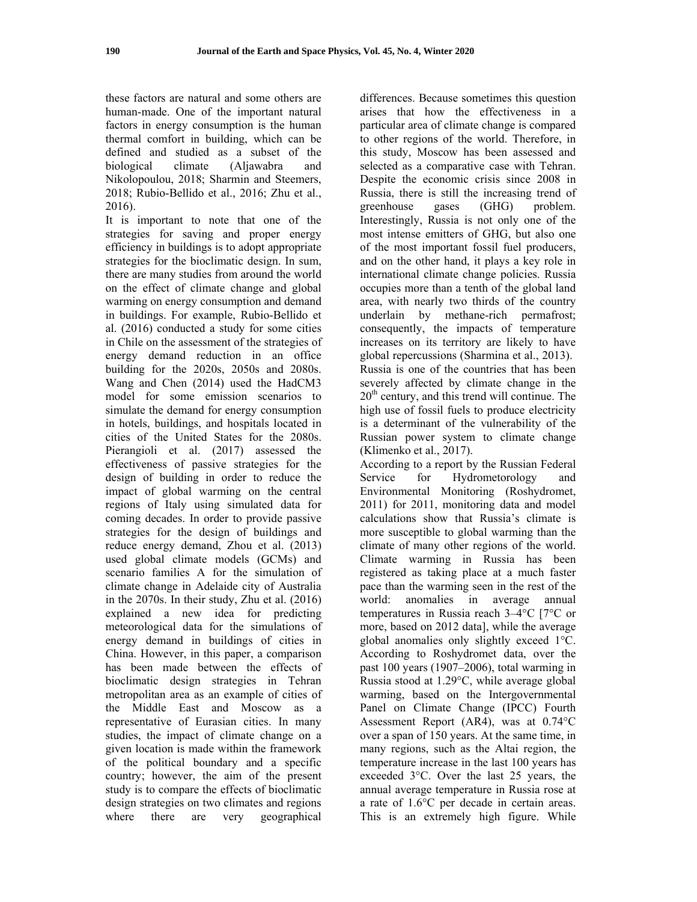these factors are natural and some others are human-made. One of the important natural factors in energy consumption is the human thermal comfort in building, which can be defined and studied as a subset of the biological climate (Aljawabra and Nikolopoulou, 2018; Sharmin and Steemers, 2018; Rubio-Bellido et al., 2016; Zhu et al., 2016).

It is important to note that one of the strategies for saving and proper energy efficiency in buildings is to adopt appropriate strategies for the bioclimatic design. In sum, there are many studies from around the world on the effect of climate change and global warming on energy consumption and demand in buildings. For example, Rubio-Bellido et al. (2016) conducted a study for some cities in Chile on the assessment of the strategies of energy demand reduction in an office building for the 2020s, 2050s and 2080s. Wang and Chen (2014) used the HadCM3 model for some emission scenarios to simulate the demand for energy consumption in hotels, buildings, and hospitals located in cities of the United States for the 2080s. Pierangioli et al. (2017) assessed the effectiveness of passive strategies for the design of building in order to reduce the impact of global warming on the central regions of Italy using simulated data for coming decades. In order to provide passive strategies for the design of buildings and reduce energy demand, Zhou et al. (2013) used global climate models (GCMs) and scenario families A for the simulation of climate change in Adelaide city of Australia in the 2070s. In their study, Zhu et al. (2016) explained a new idea for predicting meteorological data for the simulations of energy demand in buildings of cities in China. However, in this paper, a comparison has been made between the effects of bioclimatic design strategies in Tehran metropolitan area as an example of cities of the Middle East and Moscow as a representative of Eurasian cities. In many studies, the impact of climate change on a given location is made within the framework of the political boundary and a specific country; however, the aim of the present study is to compare the effects of bioclimatic design strategies on two climates and regions where there are very geographical differences. Because sometimes this question arises that how the effectiveness in a particular area of climate change is compared to other regions of the world. Therefore, in this study, Moscow has been assessed and selected as a comparative case with Tehran. Despite the economic crisis since 2008 in Russia, there is still the increasing trend of greenhouse gases (GHG) problem. Interestingly, Russia is not only one of the most intense emitters of GHG, but also one of the most important fossil fuel producers, and on the other hand, it plays a key role in international climate change policies. Russia occupies more than a tenth of the global land area, with nearly two thirds of the country underlain by methane-rich permafrost; consequently, the impacts of temperature increases on its territory are likely to have global repercussions (Sharmina et al., 2013).

Russia is one of the countries that has been severely affected by climate change in the 20th century, and this trend will continue. The high use of fossil fuels to produce electricity is a determinant of the vulnerability of the Russian power system to climate change (Klimenko et al., 2017).

According to a report by the Russian Federal Service for Hydrometorology and Environmental Monitoring (Roshydromet, 2011) for 2011, monitoring data and model calculations show that Russia's climate is more susceptible to global warming than the climate of many other regions of the world. Climate warming in Russia has been registered as taking place at a much faster pace than the warming seen in the rest of the world: anomalies in average annual temperatures in Russia reach 3–4°C [7°C or more, based on 2012 data], while the average global anomalies only slightly exceed 1°C. According to Roshydromet data, over the past 100 years (1907–2006), total warming in Russia stood at 1.29°C, while average global warming, based on the Intergovernmental Panel on Climate Change (IPCC) Fourth Assessment Report (AR4), was at 0.74°C over a span of 150 years. At the same time, in many regions, such as the Altai region, the temperature increase in the last 100 years has exceeded 3°C. Over the last 25 years, the annual average temperature in Russia rose at a rate of 1.6°C per decade in certain areas. This is an extremely high figure. While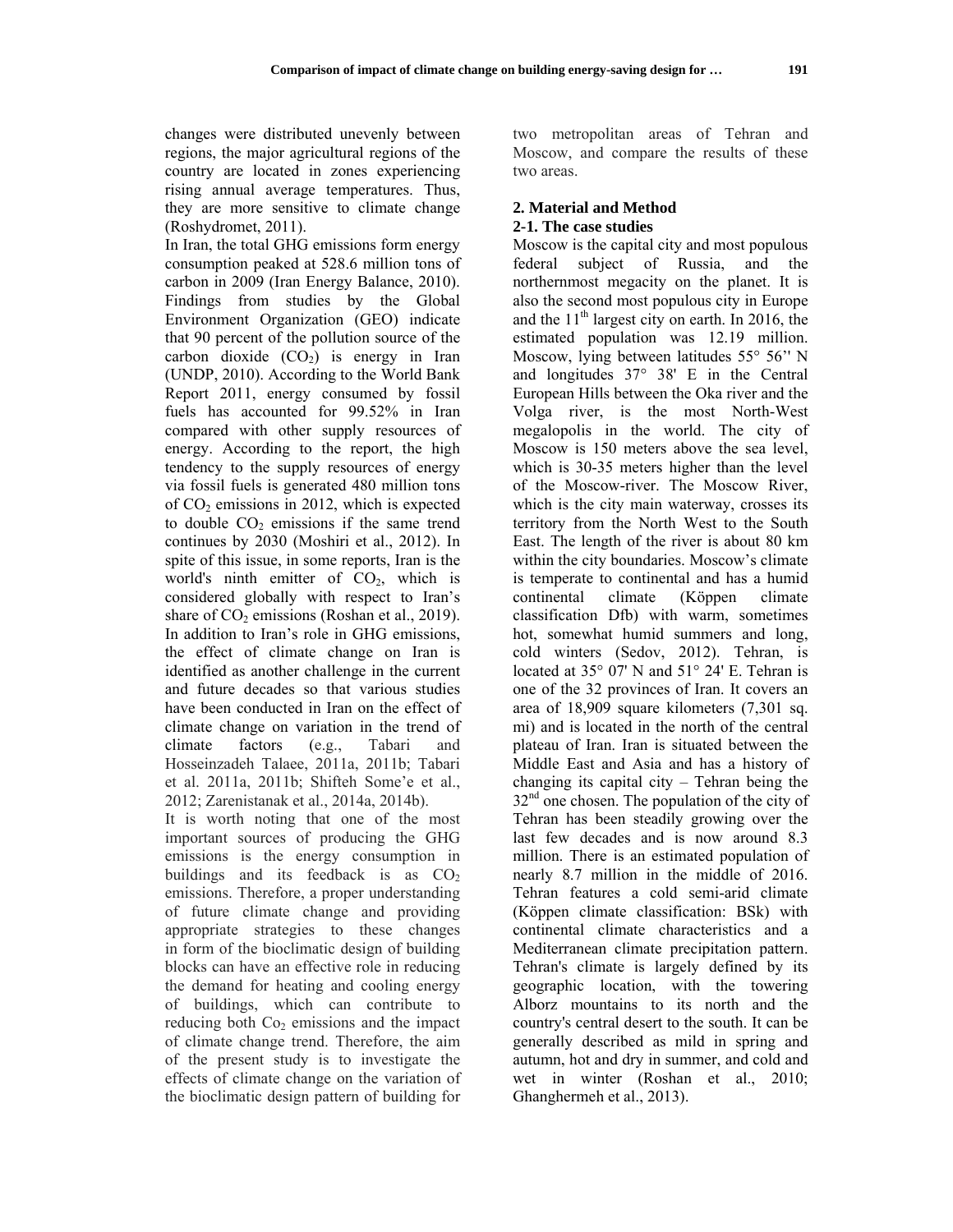changes were distributed unevenly between regions, the major agricultural regions of the country are located in zones experiencing rising annual average temperatures. Thus, they are more sensitive to climate change (Roshydromet, 2011).

In Iran, the total GHG emissions form energy consumption peaked at 528.6 million tons of carbon in 2009 (Iran Energy Balance, 2010). Findings from studies by the Global Environment Organization (GEO) indicate that 90 percent of the pollution source of the carbon dioxide ($CO_2$) is energy in Iran (UNDP, 2010). According to the World Bank Report 2011, energy consumed by fossil fuels has accounted for 99.52% in Iran compared with other supply resources of energy. According to the report, the high tendency to the supply resources of energy via fossil fuels is generated 480 million tons of $CO_2$ emissions in 2012, which is expected to double $CO_2$ emissions if the same trend continues by 2030 (Moshiri et al., 2012). In spite of this issue, in some reports, Iran is the world's ninth emitter of $CO_2$, which is considered globally with respect to Iran's share of $CO_2$ emissions (Roshan et al., 2019). In addition to Iran's role in GHG emissions, the effect of climate change on Iran is identified as another challenge in the current and future decades so that various studies have been conducted in Iran on the effect of climate change on variation in the trend of climate factors (e.g., Tabari and Hosseinzadeh Talaee, 2011a, 2011b; Tabari et al. 2011a, 2011b; Shifteh Some'e et al., 2012; Zarenistanak et al., 2014a, 2014b).

It is worth noting that one of the most important sources of producing the GHG emissions is the energy consumption in buildings and its feedback is as $CO_2$ emissions. Therefore, a proper understanding of future climate change and providing appropriate strategies to these changes in form of the bioclimatic design of building blocks can have an effective role in reducing the demand for heating and cooling energy of buildings, which can contribute to reducing both $Co_2$ emissions and the impact of climate change trend. Therefore, the aim of the present study is to investigate the effects of climate change on the variation of the bioclimatic design pattern of building for two metropolitan areas of Tehran and Moscow, and compare the results of these two areas.

## 2. Material and Method

### 2-1. The case studies

Moscow is the capital city and most populous federal subject of Russia, and the northernmost megacity on the planet. It is also the second most populous city in Europe and the 11th largest city on earth. In 2016, the estimated population was 12.19 million. Moscow, lying between latitudes 55° 56'' N and longitudes 37° 38' E in the Central European Hills between the Oka river and the Volga river, is the most North-West megalopolis in the world. The city of Moscow is 150 meters above the sea level, which is 30-35 meters higher than the level of the Moscow-river. The Moscow River, which is the city main waterway, crosses its territory from the North West to the South East. The length of the river is about 80 km within the city boundaries. Moscow's climate is temperate to continental and has a humid continental climate (Köppen climate classification Dfb) with warm, sometimes hot, somewhat humid summers and long, cold winters (Sedov, 2012). Tehran, is located at 35° 07' N and 51° 24' E. Tehran is one of the 32 provinces of Iran. It covers an area of 18,909 square kilometers (7,301 sq. mi) and is located in the north of the central plateau of Iran. Iran is situated between the Middle East and Asia and has a history of changing its capital city – Tehran being the 32nd one chosen. The population of the city of Tehran has been steadily growing over the last few decades and is now around 8.3 million. There is an estimated population of nearly 8.7 million in the middle of 2016. Tehran features a cold semi-arid climate (Köppen climate classification: BSk) with continental climate characteristics and a Mediterranean climate precipitation pattern. Tehran's climate is largely defined by its geographic location, with the towering Alborz mountains to its north and the country's central desert to the south. It can be generally described as mild in spring and autumn, hot and dry in summer, and cold and wet in winter (Roshan et al., 2010; Ghanghermeh et al., 2013).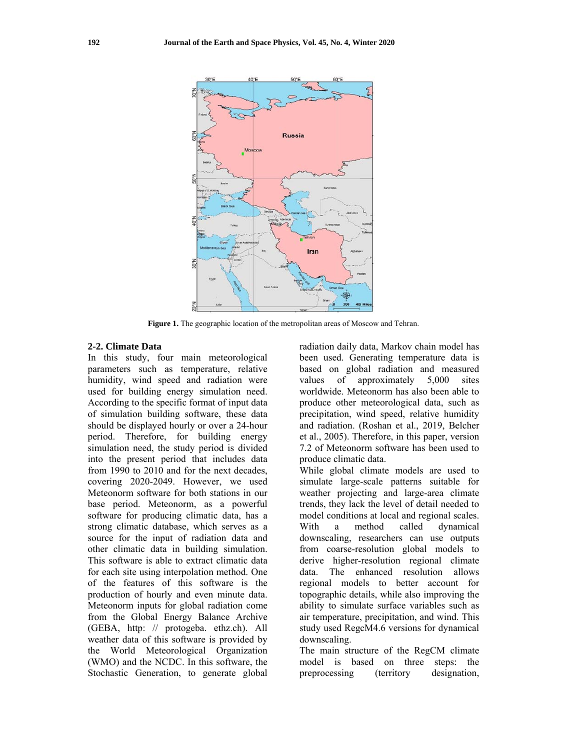**Figure 1.** The geographic location of the metropolitan areas of Moscow and Tehran.

### 2-2. Climate Data

In this study, four main meteorological parameters such as temperature, relative humidity, wind speed and radiation were used for building energy simulation need. According to the specific format of input data of simulation building software, these data should be displayed hourly or over a 24-hour period. Therefore, for building energy simulation need, the study period is divided into the present period that includes data from 1990 to 2010 and for the next decades, covering 2020-2049. However, we used Meteonorm software for both stations in our base period. Meteonorm, as a powerful software for producing climatic data, has a strong climatic database, which serves as a source for the input of radiation data and other climatic data in building simulation. This software is able to extract climatic data for each site using interpolation method. One of the features of this software is the production of hourly and even minute data. Meteonorm inputs for global radiation come from the Global Energy Balance Archive (GEBA, http: // protogeba. ethz.ch). All weather data of this software is provided by the World Meteorological Organization (WMO) and the NCDC. In this software, the Stochastic Generation, to generate global radiation daily data, Markov chain model has been used. Generating temperature data is based on global radiation and measured values of approximately 5,000 sites worldwide. Meteonorm has also been able to produce other meteorological data, such as precipitation, wind speed, relative humidity and radiation. (Roshan et al., 2019, Belcher et al., 2005). Therefore, in this paper, version 7.2 of Meteonorm software has been used to produce climatic data.

While global climate models are used to simulate large-scale patterns suitable for weather projecting and large-area climate trends, they lack the level of detail needed to model conditions at local and regional scales. With a method called dynamical downscaling, researchers can use outputs from coarse-resolution global models to derive higher-resolution regional climate data. The enhanced resolution allows regional models to better account for topographic details, while also improving the ability to simulate surface variables such as air temperature, precipitation, and wind. This study used RegcM4.6 versions for dynamical downscaling.

The main structure of the RegCM climate model is based on three steps: the preprocessing (territory designation,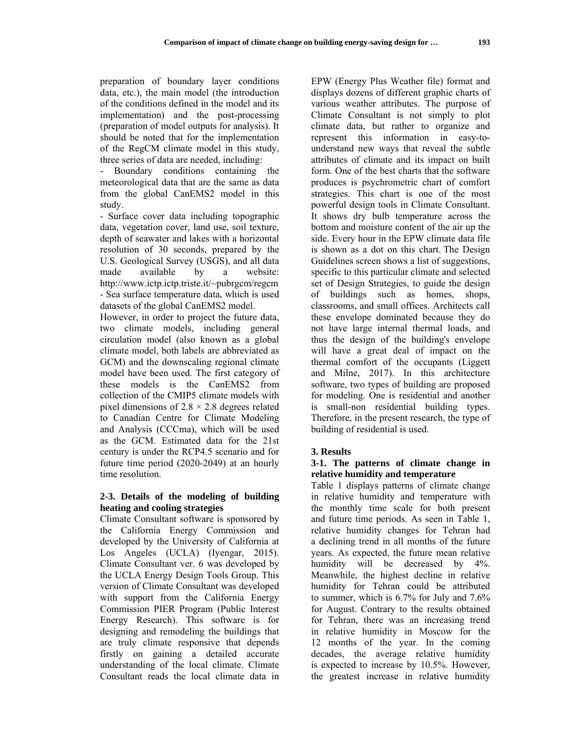preparation of boundary layer conditions data, etc.), the main model (the introduction of the conditions defined in the model and its implementation) and the post-processing (preparation of model outputs for analysis). It should be noted that for the implementation of the RegCM climate model in this study, three series of data are needed, including:

- Boundary conditions containing the meteorological data that are the same as data from the global CanEMS2 model in this study.
- Surface cover data including topographic data, vegetation cover, land use, soil texture, depth of seawater and lakes with a horizontal resolution of 30 seconds, prepared by the U.S. Geological Survey (USGS), and all data made available by a website: http://www.ictp.ictp.triste.it/~pubrgcm/regcm
- Sea surface temperature data, which is used datasets of the global CanEMS2 model.

However, in order to project the future data, two climate models, including general circulation model (also known as a global climate model, both labels are abbreviated as GCM) and the downscaling regional climate model have been used. The first category of these models is the CanEMS2 from collection of the CMIP5 climate models with pixel dimensions of 2.8 × 2.8 degrees related to Canadian Centre for Climate Modeling and Analysis (CCCma), which will be used as the GCM. Estimated data for the 21st century is under the RCP4.5 scenario and for future time period (2020-2049) at an hourly time resolution.

### 2-3. Details of the modeling of building heating and cooling strategies

Climate Consultant software is sponsored by the California Energy Commission and developed by the University of California at Los Angeles (UCLA) (Iyengar, 2015). Climate Consultant ver. 6 was developed by the UCLA Energy Design Tools Group. This version of Climate Consultant was developed with support from the California Energy Commission PIER Program (Public Interest Energy Research). This software is for designing and remodeling the buildings that are truly climate responsive that depends firstly on gaining a detailed accurate understanding of the local climate. Climate Consultant reads the local climate data in EPW (Energy Plus Weather file) format and displays dozens of different graphic charts of various weather attributes. The purpose of Climate Consultant is not simply to plot climate data, but rather to organize and represent this information in easy-to-understand new ways that reveal the subtle attributes of climate and its impact on built form. One of the best charts that the software produces is psychrometric chart of comfort strategies. This chart is one of the most powerful design tools in Climate Consultant. It shows dry bulb temperature across the bottom and moisture content of the air up the side. Every hour in the EPW climate data file is shown as a dot on this chart. The Design Guidelines screen shows a list of suggestions, specific to this particular climate and selected set of Design Strategies, to guide the design of buildings such as homes, shops, classrooms, and small offices. Architects call these envelope dominated because they do not have large internal thermal loads, and thus the design of the building's envelope will have a great deal of impact on the thermal comfort of the occupants (Liggett and Milne, 2017). In this architecture software, two types of building are proposed for modeling. One is residential and another is small-non residential building types. Therefore, in the present research, the type of building of residential is used.

## 3. Results

### 3-1. The patterns of climate change in relative humidity and temperature

Table 1 displays patterns of climate change in relative humidity and temperature with the monthly time scale for both present and future time periods. As seen in Table 1, relative humidity changes for Tehran had a declining trend in all months of the future years. As expected, the future mean relative humidity will be decreased by 4%. Meanwhile, the highest decline in relative humidity for Tehran could be attributed to summer, which is 6.7% for July and 7.6% for August. Contrary to the results obtained for Tehran, there was an increasing trend in relative humidity in Moscow for the 12 months of the year. In the coming decades, the average relative humidity is expected to increase by 10.5%. However, the greatest increase in relative humidity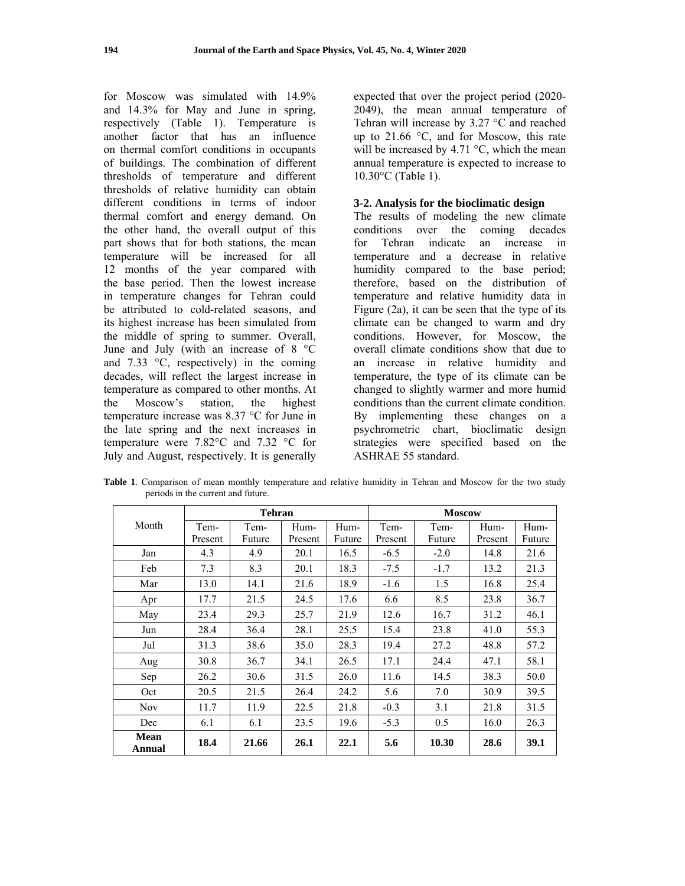for Moscow was simulated with 14.9% and 14.3% for May and June in spring, respectively (Table 1). Temperature is another factor that has an influence on thermal comfort conditions in occupants of buildings. The combination of different thresholds of temperature and different thresholds of relative humidity can obtain different conditions in terms of indoor thermal comfort and energy demand. On the other hand, the overall output of this part shows that for both stations, the mean temperature will be increased for all 12 months of the year compared with the base period. Then the lowest increase in temperature changes for Tehran could be attributed to cold-related seasons, and its highest increase has been simulated from the middle of spring to summer. Overall, June and July (with an increase of 8 °C and 7.33 °C, respectively) in the coming decades, will reflect the largest increase in temperature as compared to other months. At the Moscow's station, the highest temperature increase was 8.37 °C for June in the late spring and the next increases in temperature were 7.82°C and 7.32 °C for July and August, respectively. It is generally expected that over the project period (2020-2049), the mean annual temperature of Tehran will increase by 3.27 °C and reached up to 21.66 °C, and for Moscow, this rate will be increased by 4.71 °C, which the mean annual temperature is expected to increase to 10.30°C (Table 1).

### 3-2. Analysis for the bioclimatic design

The results of modeling the new climate conditions over the coming decades for Tehran indicate an increase in temperature and a decrease in relative humidity compared to the base period; therefore, based on the distribution of temperature and relative humidity data in Figure (2a), it can be seen that the type of its climate can be changed to warm and dry conditions. However, for Moscow, the overall climate conditions show that due to an increase in relative humidity and temperature, the type of its climate can be changed to slightly warmer and more humid conditions than the current climate condition. By implementing these changes on a psychrometric chart, bioclimatic design strategies were specified based on the ASHRAE 55 standard.

**Table 1**. Comparison of mean monthly temperature and relative humidity in Tehran and Moscow for the two study periods in the current and future.

| Month | Tehran | | | | Moscow | | | |
|---|---|---|---|---|---|---|---|---|
| | Tem-Present | Tem-Future | Hum-Present | Hum-Future | Tem-Present | Tem-Future | Hum-Present | Hum-Future |
| Jan | 4.3 | 4.9 | 20.1 | 16.5 | -6.5 | -2.0 | 14.8 | 21.6 |
| Feb | 7.3 | 8.3 | 20.1 | 18.3 | -7.5 | -1.7 | 13.2 | 21.3 |
| Mar | 13.0 | 14.1 | 21.6 | 18.9 | -1.6 | 1.5 | 16.8 | 25.4 |
| Apr | 17.7 | 21.5 | 24.5 | 17.6 | 6.6 | 8.5 | 23.8 | 36.7 |
| May | 23.4 | 29.3 | 25.7 | 21.9 | 12.6 | 16.7 | 31.2 | 46.1 |
| Jun | 28.4 | 36.4 | 28.1 | 25.5 | 15.4 | 23.8 | 41.0 | 55.3 |
| Jul | 31.3 | 38.6 | 35.0 | 28.3 | 19.4 | 27.2 | 48.8 | 57.2 |
| Aug | 30.8 | 36.7 | 34.1 | 26.5 | 17.1 | 24.4 | 47.1 | 58.1 |
| Sep | 26.2 | 30.6 | 31.5 | 26.0 | 11.6 | 14.5 | 38.3 | 50.0 |
| Oct | 20.5 | 21.5 | 26.4 | 24.2 | 5.6 | 7.0 | 30.9 | 39.5 |
| Nov | 11.7 | 11.9 | 22.5 | 21.8 | -0.3 | 3.1 | 21.8 | 31.5 |
| Dec | 6.1 | 6.1 | 23.5 | 19.6 | -5.3 | 0.5 | 16.0 | 26.3 |
| **Mean Annual** | **18.4** | **21.66** | **26.1** | **22.1** | **5.6** | **10.30** | **28.6** | **39.1** |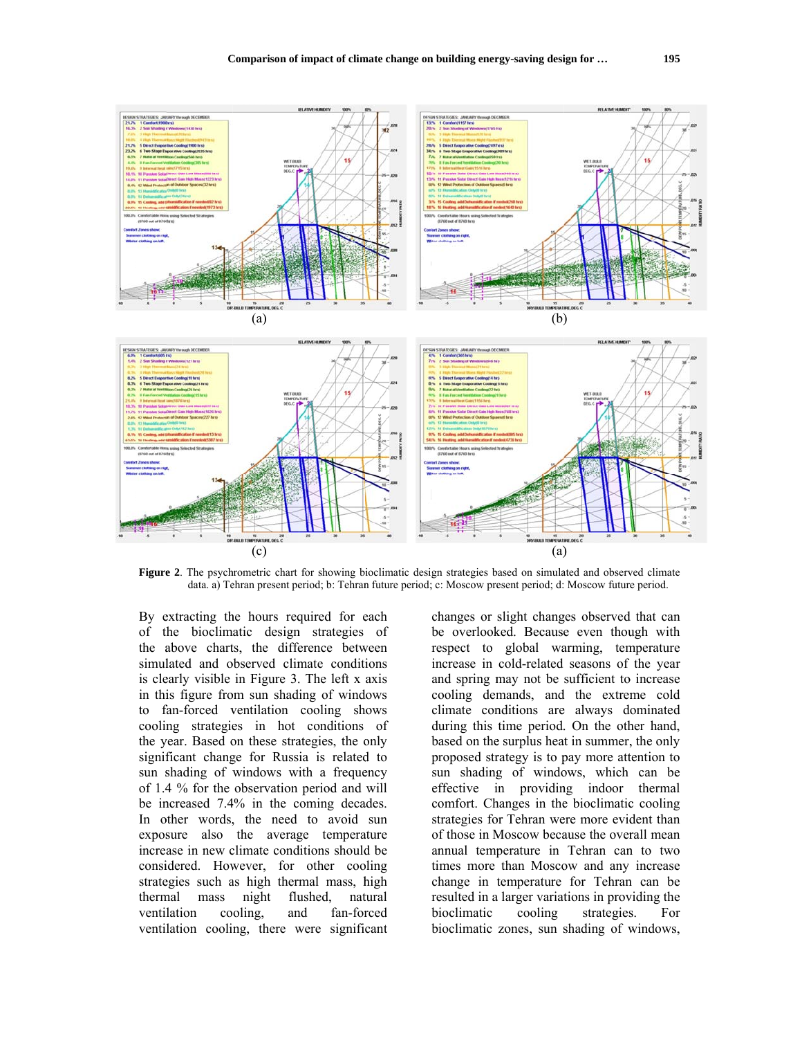(a) (b)

(c) (a)

**Figure 2**. The psychrometric chart for showing bioclimatic design strategies based on simulated and observed climate data. a) Tehran present period; b: Tehran future period; c: Moscow present period; d: Moscow future period.

By extracting the hours required for each of the bioclimatic design strategies of the above charts, the difference between simulated and observed climate conditions is clearly visible in Figure 3. The left x axis in this figure from sun shading of windows to fan-forced ventilation cooling shows cooling strategies in hot conditions of the year. Based on these strategies, the only significant change for Russia is related to sun shading of windows with a frequency of 1.4 % for the observation period and will be increased 7.4% in the coming decades. In other words, the need to avoid sun exposure also the average temperature increase in new climate conditions should be considered. However, for other cooling strategies such as high thermal mass, high thermal mass night flushed, natural ventilation cooling, and fan-forced ventilation cooling, there were significant changes or slight changes observed that can be overlooked. Because even though with respect to global warming, temperature increase in cold-related seasons of the year and spring may not be sufficient to increase cooling demands, and the extreme cold climate conditions are always dominated during this time period. On the other hand, based on the surplus heat in summer, the only proposed strategy is to pay more attention to sun shading of windows, which can be effective in providing indoor thermal comfort. Changes in the bioclimatic cooling strategies for Tehran were more evident than of those in Moscow because the overall mean annual temperature in Tehran can to two times more than Moscow and any increase change in temperature for Tehran can be resulted in a larger variations in providing the bioclimatic cooling strategies. For bioclimatic zones, sun shading of windows,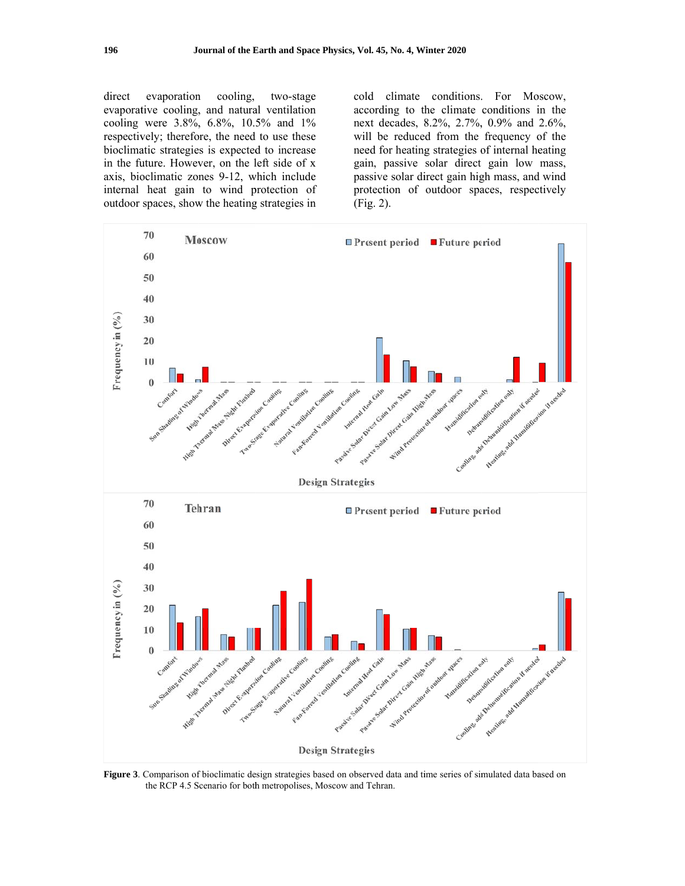direct evaporation cooling, two-stage evaporative cooling, and natural ventilation cooling were 3.8%, 6.8%, 10.5% and 1% respectively; therefore, the need to use these bioclimatic strategies is expected to increase in the future. However, on the left side of x axis, bioclimatic zones 9-12, which include internal heat gain to wind protection of outdoor spaces, show the heating strategies in cold climate conditions. For Moscow, according to the climate conditions in the next decades, 8.2%, 2.7%, 0.9% and 2.6%, will be reduced from the frequency of the need for heating strategies of internal heating gain, passive solar direct gain low mass, passive solar direct gain high mass, and wind protection of outdoor spaces, respectively (Fig. 2).

**Figure 3**. Comparison of bioclimatic design strategies based on observed data and time series of simulated data based on the RCP 4.5 Scenario for both metropolises, Moscow and Tehran.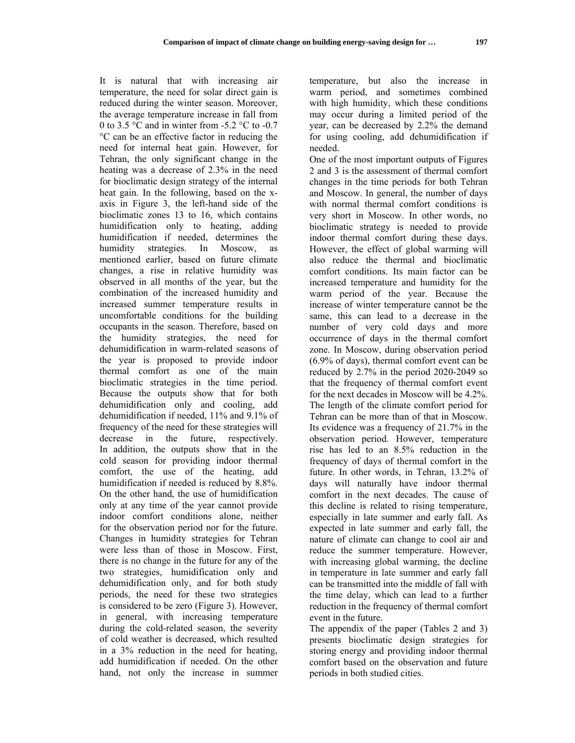It is natural that with increasing air temperature, the need for solar direct gain is reduced during the winter season. Moreover, the average temperature increase in fall from 0 to 3.5 °C and in winter from -5.2 °C to -0.7 °C can be an effective factor in reducing the need for internal heat gain. However, for Tehran, the only significant change in the heating was a decrease of 2.3% in the need for bioclimatic design strategy of the internal heat gain. In the following, based on the x-axis in Figure 3, the left-hand side of the bioclimatic zones 13 to 16, which contains humidification only to heating, adding humidification if needed, determines the humidity strategies. In Moscow, as mentioned earlier, based on future climate changes, a rise in relative humidity was observed in all months of the year, but the combination of the increased humidity and increased summer temperature results in uncomfortable conditions for the building occupants in the season. Therefore, based on the humidity strategies, the need for dehumidification in warm-related seasons of the year is proposed to provide indoor thermal comfort as one of the main bioclimatic strategies in the time period. Because the outputs show that for both dehumidification only and cooling, add dehumidification if needed, 11% and 9.1% of frequency of the need for these strategies will decrease in the future, respectively. In addition, the outputs show that in the cold season for providing indoor thermal comfort, the use of the heating, add humidification if needed is reduced by 8.8%. On the other hand, the use of humidification only at any time of the year cannot provide indoor comfort conditions alone, neither for the observation period nor for the future. Changes in humidity strategies for Tehran were less than of those in Moscow. First, there is no change in the future for any of the two strategies, humidification only and dehumidification only, and for both study periods, the need for these two strategies is considered to be zero (Figure 3). However, in general, with increasing temperature during the cold-related season, the severity of cold weather is decreased, which resulted in a 3% reduction in the need for heating, add humidification if needed. On the other hand, not only the increase in summer temperature, but also the increase in warm period, and sometimes combined with high humidity, which these conditions may occur during a limited period of the year, can be decreased by 2.2% the demand for using cooling, add dehumidification if needed.

One of the most important outputs of Figures 2 and 3 is the assessment of thermal comfort changes in the time periods for both Tehran and Moscow. In general, the number of days with normal thermal comfort conditions is very short in Moscow. In other words, no bioclimatic strategy is needed to provide indoor thermal comfort during these days. However, the effect of global warming will also reduce the thermal and bioclimatic comfort conditions. Its main factor can be increased temperature and humidity for the warm period of the year. Because the increase of winter temperature cannot be the same, this can lead to a decrease in the number of very cold days and more occurrence of days in the thermal comfort zone. In Moscow, during observation period (6.9% of days), thermal comfort event can be reduced by 2.7% in the period 2020-2049 so that the frequency of thermal comfort event for the next decades in Moscow will be 4.2%. The length of the climate comfort period for Tehran can be more than of that in Moscow. Its evidence was a frequency of 21.7% in the observation period. However, temperature rise has led to an 8.5% reduction in the frequency of days of thermal comfort in the future. In other words, in Tehran, 13.2% of days will naturally have indoor thermal comfort in the next decades. The cause of this decline is related to rising temperature, especially in late summer and early fall. As expected in late summer and early fall, the nature of climate can change to cool air and reduce the summer temperature. However, with increasing global warming, the decline in temperature in late summer and early fall can be transmitted into the middle of fall with the time delay, which can lead to a further reduction in the frequency of thermal comfort event in the future.

The appendix of the paper (Tables 2 and 3) presents bioclimatic design strategies for storing energy and providing indoor thermal comfort based on the observation and future periods in both studied cities.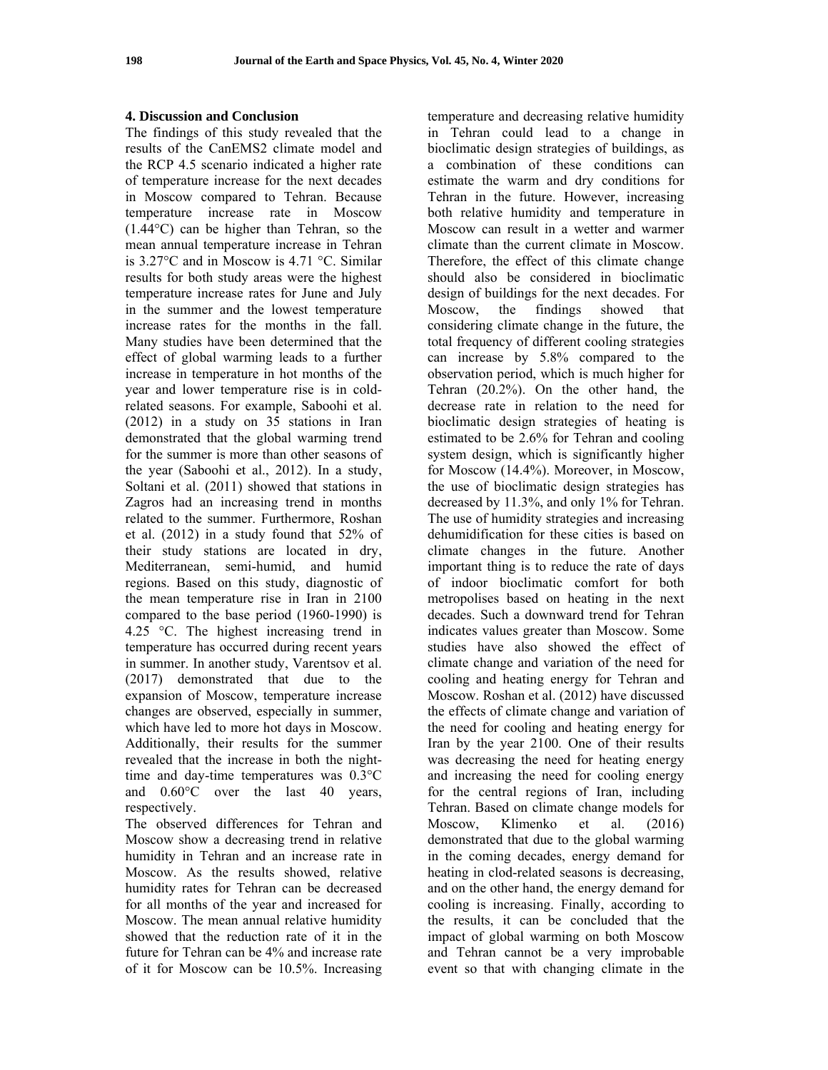## 4. Discussion and Conclusion

The findings of this study revealed that the results of the CanEMS2 climate model and the RCP 4.5 scenario indicated a higher rate of temperature increase for the next decades in Moscow compared to Tehran. Because temperature increase rate in Moscow (1.44°C) can be higher than Tehran, so the mean annual temperature increase in Tehran is 3.27°C and in Moscow is 4.71 °C. Similar results for both study areas were the highest temperature increase rates for June and July in the summer and the lowest temperature increase rates for the months in the fall. Many studies have been determined that the effect of global warming leads to a further increase in temperature in hot months of the year and lower temperature rise is in cold-related seasons. For example, Saboohi et al. (2012) in a study on 35 stations in Iran demonstrated that the global warming trend for the summer is more than other seasons of the year (Saboohi et al., 2012). In a study, Soltani et al. (2011) showed that stations in Zagros had an increasing trend in months related to the summer. Furthermore, Roshan et al. (2012) in a study found that 52% of their study stations are located in dry, Mediterranean, semi-humid, and humid regions. Based on this study, diagnostic of the mean temperature rise in Iran in 2100 compared to the base period (1960-1990) is 4.25 °C. The highest increasing trend in temperature has occurred during recent years in summer. In another study, Varentsov et al. (2017) demonstrated that due to the expansion of Moscow, temperature increase changes are observed, especially in summer, which have led to more hot days in Moscow. Additionally, their results for the summer revealed that the increase in both the night-time and day-time temperatures was 0.3°C and 0.60°C over the last 40 years, respectively.

The observed differences for Tehran and Moscow show a decreasing trend in relative humidity in Tehran and an increase rate in Moscow. As the results showed, relative humidity rates for Tehran can be decreased for all months of the year and increased for Moscow. The mean annual relative humidity showed that the reduction rate of it in the future for Tehran can be 4% and increase rate of it for Moscow can be 10.5%. Increasing temperature and decreasing relative humidity in Tehran could lead to a change in bioclimatic design strategies of buildings, as a combination of these conditions can estimate the warm and dry conditions for Tehran in the future. However, increasing both relative humidity and temperature in Moscow can result in a wetter and warmer climate than the current climate in Moscow. Therefore, the effect of this climate change should also be considered in bioclimatic design of buildings for the next decades. For Moscow, the findings showed that considering climate change in the future, the total frequency of different cooling strategies can increase by 5.8% compared to the observation period, which is much higher for Tehran (20.2%). On the other hand, the decrease rate in relation to the need for bioclimatic design strategies of heating is estimated to be 2.6% for Tehran and cooling system design, which is significantly higher for Moscow (14.4%). Moreover, in Moscow, the use of bioclimatic design strategies has decreased by 11.3%, and only 1% for Tehran. The use of humidity strategies and increasing dehumidification for these cities is based on climate changes in the future. Another important thing is to reduce the rate of days of indoor bioclimatic comfort for both metropolises based on heating in the next decades. Such a downward trend for Tehran indicates values greater than Moscow. Some studies have also showed the effect of climate change and variation of the need for cooling and heating energy for Tehran and Moscow. Roshan et al. (2012) have discussed the effects of climate change and variation of the need for cooling and heating energy for Iran by the year 2100. One of their results was decreasing the need for heating energy and increasing the need for cooling energy for the central regions of Iran, including Tehran. Based on climate change models for Moscow, Klimenko et al. (2016) demonstrated that due to the global warming in the coming decades, energy demand for heating in clod-related seasons is decreasing, and on the other hand, the energy demand for cooling is increasing. Finally, according to the results, it can be concluded that the impact of global warming on both Moscow and Tehran cannot be a very improbable event so that with changing climate in the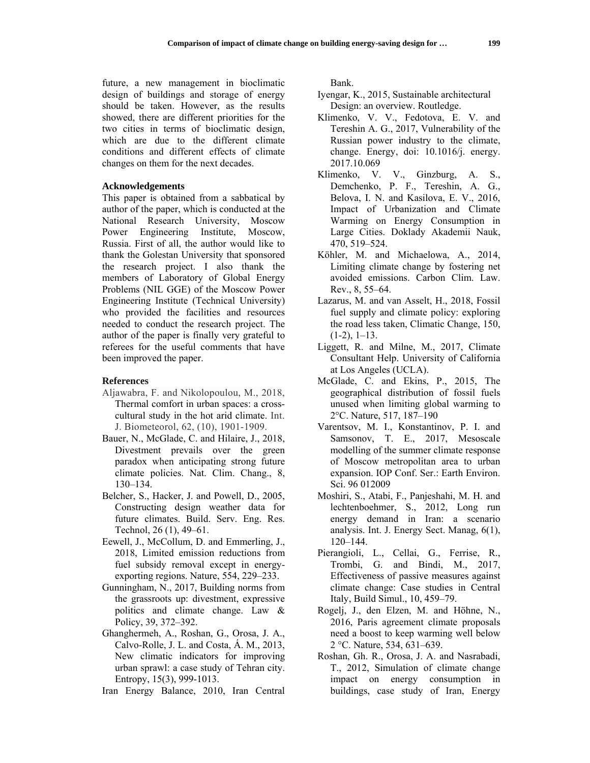future, a new management in bioclimatic design of buildings and storage of energy should be taken. However, as the results showed, there are different priorities for the two cities in terms of bioclimatic design, which are due to the different climate conditions and different effects of climate changes on them for the next decades.

### Acknowledgements

This paper is obtained from a sabbatical by author of the paper, which is conducted at the National Research University, Moscow Power Engineering Institute, Moscow, Russia. First of all, the author would like to thank the Golestan University that sponsored the research project. I also thank the members of Laboratory of Global Energy Problems (NIL GGE) of the Moscow Power Engineering Institute (Technical University) who provided the facilities and resources needed to conduct the research project. The author of the paper is finally very grateful to referees for the useful comments that have been improved the paper.

### References

Aljawabra, F. and Nikolopoulou, M., 2018, Thermal comfort in urban spaces: a cross-cultural study in the hot arid climate. Int. J. Biometeorol, 62, (10), 1901-1909.

Bauer, N., McGlade, C. and Hilaire, J., 2018, Divestment prevails over the green paradox when anticipating strong future climate policies. Nat. Clim. Chang., 8, 130–134.

Belcher, S., Hacker, J. and Powell, D., 2005, Constructing design weather data for future climates. Build. Serv. Eng. Res. Technol, 26 (1), 49–61.

Eewell, J., McCollum, D. and Emmerling, J., 2018, Limited emission reductions from fuel subsidy removal except in energy-exporting regions. Nature, 554, 229–233.

Gunningham, N., 2017, Building norms from the grassroots up: divestment, expressive politics and climate change. Law & Policy, 39, 372–392.

Ghanghermeh, A., Roshan, G., Orosa, J. A., Calvo-Rolle, J. L. and Costa, Á. M., 2013, New climatic indicators for improving urban sprawl: a case study of Tehran city. Entropy, 15(3), 999-1013.

Iran Energy Balance, 2010, Iran Central Bank.

Iyengar, K., 2015, Sustainable architectural Design: an overview. Routledge.

Klimenko, V. V., Fedotova, E. V. and Tereshin A. G., 2017, Vulnerability of the Russian power industry to the climate, change. Energy, doi: 10.1016/j. energy. 2017.10.069

Klimenko, V. V., Ginzburg, A. S., Demchenko, P. F., Tereshin, A. G., Belova, I. N. and Kasilova, E. V., 2016, Impact of Urbanization and Climate Warming on Energy Consumption in Large Cities. Doklady Akademii Nauk, 470, 519–524.

Köhler, M. and Michaelowa, A., 2014, Limiting climate change by fostering net avoided emissions. Carbon Clim. Law. Rev., 8, 55–64.

Lazarus, M. and van Asselt, H., 2018, Fossil fuel supply and climate policy: exploring the road less taken, Climatic Change, 150, (1-2), 1–13.

Liggett, R. and Milne, M., 2017, Climate Consultant Help. University of California at Los Angeles (UCLA).

McGlade, C. and Ekins, P., 2015, The geographical distribution of fossil fuels unused when limiting global warming to 2°C. Nature, 517, 187–190

Varentsov, M. I., Konstantinov, P. I. and Samsonov, T. E., 2017, Mesoscale modelling of the summer climate response of Moscow metropolitan area to urban expansion. IOP Conf. Ser.: Earth Environ. Sci. 96 012009

Moshiri, S., Atabi, F., Panjeshahi, M. H. and lechtenboehmer, S., 2012, Long run energy demand in Iran: a scenario analysis. Int. J. Energy Sect. Manag, 6(1), 120–144.

Pierangioli, L., Cellai, G., Ferrise, R., Trombi, G. and Bindi, M., 2017, Effectiveness of passive measures against climate change: Case studies in Central Italy, Build Simul., 10, 459–79.

Rogelj, J., den Elzen, M. and Höhne, N., 2016, Paris agreement climate proposals need a boost to keep warming well below 2 °C. Nature, 534, 631–639.

Roshan, Gh. R., Orosa, J. A. and Nasrabadi, T., 2012, Simulation of climate change impact on energy consumption in buildings, case study of Iran, Energy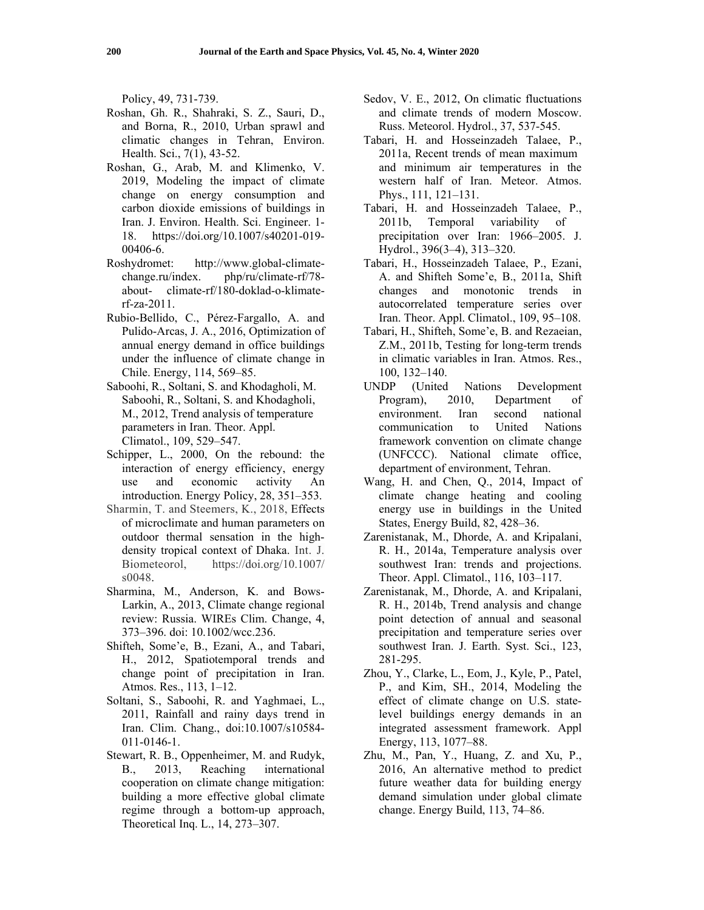Policy, 49, 731-739.

Roshan, Gh. R., Shahraki, S. Z., Sauri, D., and Borna, R., 2010, Urban sprawl and climatic changes in Tehran, Environ. Health. Sci., 7(1), 43-52.

Roshan, G., Arab, M. and Klimenko, V. 2019, Modeling the impact of climate change on energy consumption and carbon dioxide emissions of buildings in Iran. J. Environ. Health. Sci. Engineer. 1-18. https://doi.org/10.1007/s40201-019-00406-6.

Roshydromet: http://www.global-climate-change.ru/index. php/ru/climate-rf/78-about- climate-rf/180-doklad-o-klimate-rf-za-2011.

Rubio-Bellido, C., Pérez-Fargallo, A. and Pulido-Arcas, J. A., 2016, Optimization of annual energy demand in office buildings under the influence of climate change in Chile. Energy, 114, 569–85.

Saboohi, R., Soltani, S. and Khodagholi, M. Saboohi, R., Soltani, S. and Khodagholi, M., 2012, Trend analysis of temperature parameters in Iran. Theor. Appl. Climatol., 109, 529–547.

Schipper, L., 2000, On the rebound: the interaction of energy efficiency, energy use and economic activity An introduction. Energy Policy, 28, 351–353.

Sharmin, T. and Steemers, K., 2018, Effects of microclimate and human parameters on outdoor thermal sensation in the high-density tropical context of Dhaka. Int. J. Biometeorol, https://doi.org/10.1007/s0048.

Sharmina, M., Anderson, K. and Bows-Larkin, A., 2013, Climate change regional review: Russia. WIREs Clim. Change, 4, 373–396. doi: 10.1002/wcc.236.

Shifteh, Some'e, B., Ezani, A., and Tabari, H., 2012, Spatiotemporal trends and change point of precipitation in Iran. Atmos. Res., 113, 1–12.

Soltani, S., Saboohi, R. and Yaghmaei, L., 2011, Rainfall and rainy days trend in Iran. Clim. Chang., doi:10.1007/s10584-011-0146-1.

Stewart, R. B., Oppenheimer, M. and Rudyk, B., 2013, Reaching international cooperation on climate change mitigation: building a more effective global climate regime through a bottom-up approach, Theoretical Inq. L., 14, 273–307.

Sedov, V. E., 2012, On climatic fluctuations and climate trends of modern Moscow. Russ. Meteorol. Hydrol., 37, 537-545.

Tabari, H. and Hosseinzadeh Talaee, P., 2011a, Recent trends of mean maximum and minimum air temperatures in the western half of Iran. Meteor. Atmos. Phys., 111, 121–131.

Tabari, H. and Hosseinzadeh Talaee, P., 2011b, Temporal variability of precipitation over Iran: 1966–2005. J. Hydrol., 396(3–4), 313–320.

Tabari, H., Hosseinzadeh Talaee, P., Ezani, A. and Shifteh Some'e, B., 2011a, Shift changes and monotonic trends in autocorrelated temperature series over Iran. Theor. Appl. Climatol., 109, 95–108.

Tabari, H., Shifteh, Some'e, B. and Rezaeian, Z.M., 2011b, Testing for long-term trends in climatic variables in Iran. Atmos. Res., 100, 132–140.

UNDP (United Nations Development Program), 2010, Department of environment. Iran second national communication to United Nations framework convention on climate change (UNFCCC). National climate office, department of environment, Tehran.

Wang, H. and Chen, Q., 2014, Impact of climate change heating and cooling energy use in buildings in the United States, Energy Build, 82, 428–36.

Zarenistanak, M., Dhorde, A. and Kripalani, R. H., 2014a, Temperature analysis over southwest Iran: trends and projections. Theor. Appl. Climatol., 116, 103–117.

Zarenistanak, M., Dhorde, A. and Kripalani, R. H., 2014b, Trend analysis and change point detection of annual and seasonal precipitation and temperature series over southwest Iran. J. Earth. Syst. Sci., 123, 281-295.

Zhou, Y., Clarke, L., Eom, J., Kyle, P., Patel, P., and Kim, SH., 2014, Modeling the effect of climate change on U.S. state-level buildings energy demands in an integrated assessment framework. Appl Energy, 113, 1077–88.

Zhu, M., Pan, Y., Huang, Z. and Xu, P., 2016, An alternative method to predict future weather data for building energy demand simulation under global climate change. Energy Build, 113, 74–86.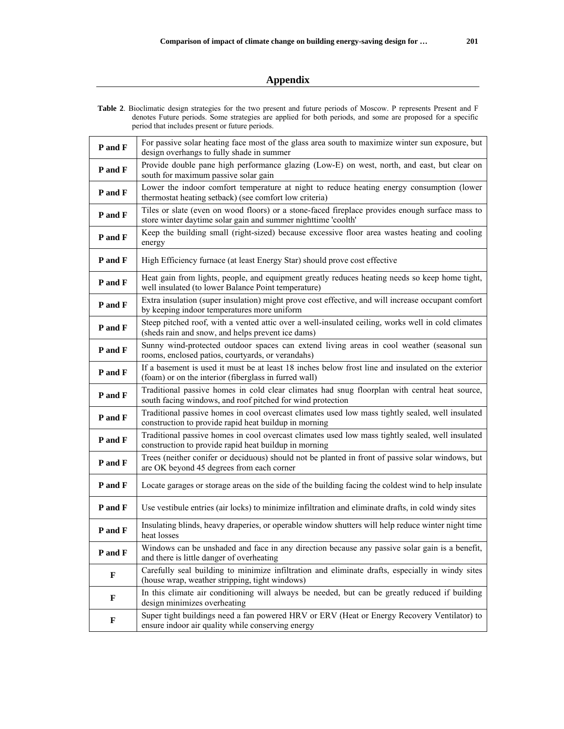## Appendix

**Table 2**. Bioclimatic design strategies for the two present and future periods of Moscow. P represents Present and F denotes Future periods. Some strategies are applied for both periods, and some are proposed for a specific period that includes present or future periods.

| Period | Strategy |
|---|---|
| **P and F** | For passive solar heating face most of the glass area south to maximize winter sun exposure, but design overhangs to fully shade in summer |
| **P and F** | Provide double pane high performance glazing (Low-E) on west, north, and east, but clear on south for maximum passive solar gain |
| **P and F** | Lower the indoor comfort temperature at night to reduce heating energy consumption (lower thermostat heating setback) (see comfort low criteria) |
| **P and F** | Tiles or slate (even on wood floors) or a stone-faced fireplace provides enough surface mass to store winter daytime solar gain and summer nighttime 'coolth' |
| **P and F** | Keep the building small (right-sized) because excessive floor area wastes heating and cooling energy |
| **P and F** | High Efficiency furnace (at least Energy Star) should prove cost effective |
| **P and F** | Heat gain from lights, people, and equipment greatly reduces heating needs so keep home tight, well insulated (to lower Balance Point temperature) |
| **P and F** | Extra insulation (super insulation) might prove cost effective, and will increase occupant comfort by keeping indoor temperatures more uniform |
| **P and F** | Steep pitched roof, with a vented attic over a well-insulated ceiling, works well in cold climates (sheds rain and snow, and helps prevent ice dams) |
| **P and F** | Sunny wind-protected outdoor spaces can extend living areas in cool weather (seasonal sun rooms, enclosed patios, courtyards, or verandahs) |
| **P and F** | If a basement is used it must be at least 18 inches below frost line and insulated on the exterior (foam) or on the interior (fiberglass in furred wall) |
| **P and F** | Traditional passive homes in cold clear climates had snug floorplan with central heat source, south facing windows, and roof pitched for wind protection |
| **P and F** | Traditional passive homes in cool overcast climates used low mass tightly sealed, well insulated construction to provide rapid heat buildup in morning |
| **P and F** | Traditional passive homes in cool overcast climates used low mass tightly sealed, well insulated construction to provide rapid heat buildup in morning |
| **P and F** | Trees (neither conifer or deciduous) should not be planted in front of passive solar windows, but are OK beyond 45 degrees from each corner |
| **P and F** | Locate garages or storage areas on the side of the building facing the coldest wind to help insulate |
| **P and F** | Use vestibule entries (air locks) to minimize infiltration and eliminate drafts, in cold windy sites |
| **P and F** | Insulating blinds, heavy draperies, or operable window shutters will help reduce winter night time heat losses |
| **P and F** | Windows can be unshaded and face in any direction because any passive solar gain is a benefit, and there is little danger of overheating |
| **F** | Carefully seal building to minimize infiltration and eliminate drafts, especially in windy sites (house wrap, weather stripping, tight windows) |
| **F** | In this climate air conditioning will always be needed, but can be greatly reduced if building design minimizes overheating |
| **F** | Super tight buildings need a fan powered HRV or ERV (Heat or Energy Recovery Ventilator) to ensure indoor air quality while conserving energy |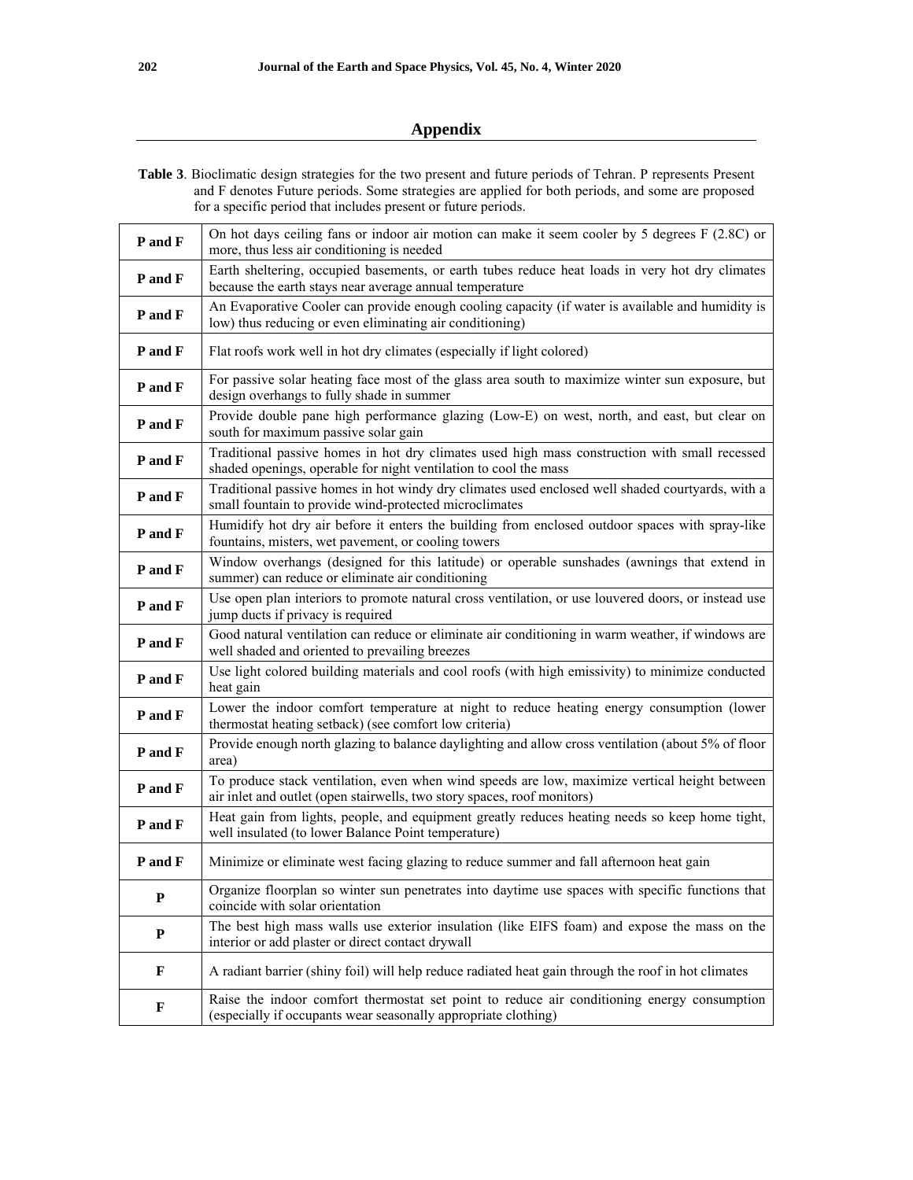## Appendix

**Table 3**. Bioclimatic design strategies for the two present and future periods of Tehran. P represents Present and F denotes Future periods. Some strategies are applied for both periods, and some are proposed for a specific period that includes present or future periods.

| | |
|---|---|
| **P and F** | On hot days ceiling fans or indoor air motion can make it seem cooler by 5 degrees F (2.8C) or more, thus less air conditioning is needed |
| **P and F** | Earth sheltering, occupied basements, or earth tubes reduce heat loads in very hot dry climates because the earth stays near average annual temperature |
| **P and F** | An Evaporative Cooler can provide enough cooling capacity (if water is available and humidity is low) thus reducing or even eliminating air conditioning) |
| **P and F** | Flat roofs work well in hot dry climates (especially if light colored) |
| **P and F** | For passive solar heating face most of the glass area south to maximize winter sun exposure, but design overhangs to fully shade in summer |
| **P and F** | Provide double pane high performance glazing (Low-E) on west, north, and east, but clear on south for maximum passive solar gain |
| **P and F** | Traditional passive homes in hot dry climates used high mass construction with small recessed shaded openings, operable for night ventilation to cool the mass |
| **P and F** | Traditional passive homes in hot windy dry climates used enclosed well shaded courtyards, with a small fountain to provide wind-protected microclimates |
| **P and F** | Humidify hot dry air before it enters the building from enclosed outdoor spaces with spray-like fountains, misters, wet pavement, or cooling towers |
| **P and F** | Window overhangs (designed for this latitude) or operable sunshades (awnings that extend in summer) can reduce or eliminate air conditioning |
| **P and F** | Use open plan interiors to promote natural cross ventilation, or use louvered doors, or instead use jump ducts if privacy is required |
| **P and F** | Good natural ventilation can reduce or eliminate air conditioning in warm weather, if windows are well shaded and oriented to prevailing breezes |
| **P and F** | Use light colored building materials and cool roofs (with high emissivity) to minimize conducted heat gain |
| **P and F** | Lower the indoor comfort temperature at night to reduce heating energy consumption (lower thermostat heating setback) (see comfort low criteria) |
| **P and F** | Provide enough north glazing to balance daylighting and allow cross ventilation (about 5% of floor area) |
| **P and F** | To produce stack ventilation, even when wind speeds are low, maximize vertical height between air inlet and outlet (open stairwells, two story spaces, roof monitors) |
| **P and F** | Heat gain from lights, people, and equipment greatly reduces heating needs so keep home tight, well insulated (to lower Balance Point temperature) |
| **P and F** | Minimize or eliminate west facing glazing to reduce summer and fall afternoon heat gain |
| **P** | Organize floorplan so winter sun penetrates into daytime use spaces with specific functions that coincide with solar orientation |
| **P** | The best high mass walls use exterior insulation (like EIFS foam) and expose the mass on the interior or add plaster or direct contact drywall |
| **F** | A radiant barrier (shiny foil) will help reduce radiated heat gain through the roof in hot climates |
| **F** | Raise the indoor comfort thermostat set point to reduce air conditioning energy consumption (especially if occupants wear seasonally appropriate clothing) |